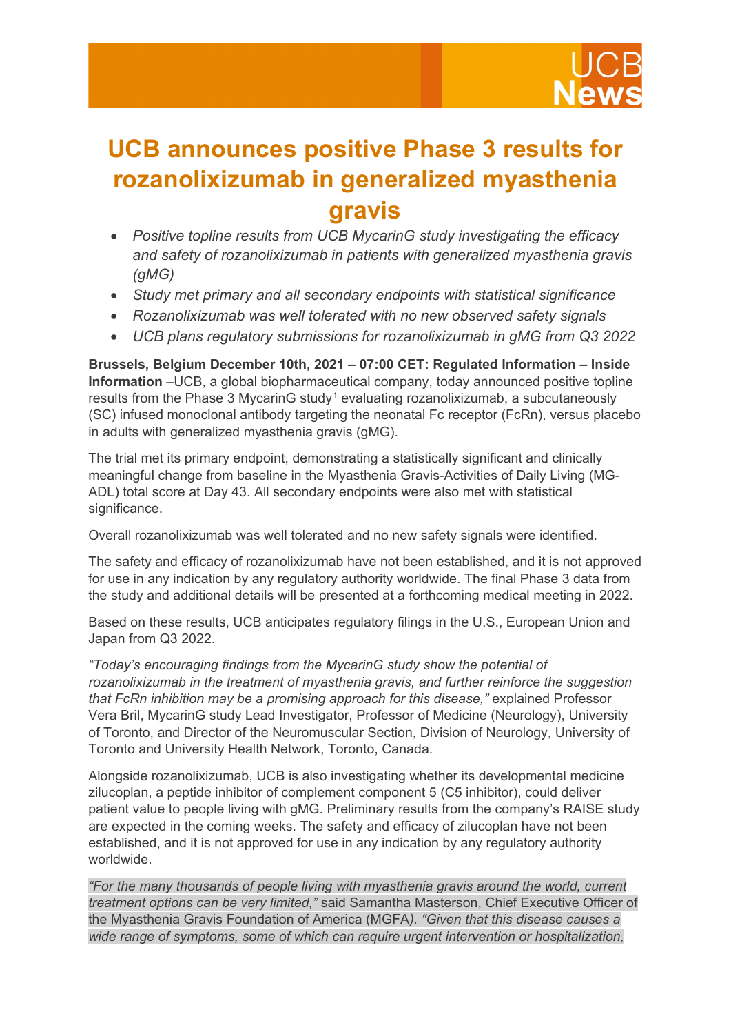# UCB announces positive Phase 3 results for rozanolixizumab in generalized myasthenia gravis

- *Positive topline results from UCB MycarinG study investigating the efficacy and safety of rozanolixizumab in patients with generalized myasthenia gravis (gMG)*
- *Study met primary and all secondary endpoints with statistical significance*
- *Rozanolixizumab was well tolerated with no new observed safety signals*
- *UCB plans regulatory submissions for rozanolixizumab in gMG from Q3 2022*

**Brussels, Belgium December 10th, 2021 – 07:00 CET: Regulated Information – Inside Information** –UCB, a global biopharmaceutical company, today announced positive topline results from the Phase 3 MycarinG study[1] evaluating rozanolixizumab, a subcutaneously (SC) infused monoclonal antibody targeting the neonatal Fc receptor (FcRn), versus placebo in adults with generalized myasthenia gravis (gMG).

The trial met its primary endpoint, demonstrating a statistically significant and clinically meaningful change from baseline in the Myasthenia Gravis-Activities of Daily Living (MG-ADL) total score at Day 43. All secondary endpoints were also met with statistical significance.

Overall rozanolixizumab was well tolerated and no new safety signals were identified.

The safety and efficacy of rozanolixizumab have not been established, and it is not approved for use in any indication by any regulatory authority worldwide. The final Phase 3 data from the study and additional details will be presented at a forthcoming medical meeting in 2022.

Based on these results, UCB anticipates regulatory filings in the U.S., European Union and Japan from Q3 2022.

*"Today's encouraging findings from the MycarinG study show the potential of rozanolixizumab in the treatment of myasthenia gravis, and further reinforce the suggestion that FcRn inhibition may be a promising approach for this disease,"* explained Professor Vera Bril, MycarinG study Lead Investigator, Professor of Medicine (Neurology), University of Toronto, and Director of the Neuromuscular Section, Division of Neurology, University of Toronto and University Health Network, Toronto, Canada.

Alongside rozanolixizumab, UCB is also investigating whether its developmental medicine zilucoplan, a peptide inhibitor of complement component 5 (C5 inhibitor), could deliver patient value to people living with gMG. Preliminary results from the company's RAISE study are expected in the coming weeks. The safety and efficacy of zilucoplan have not been established, and it is not approved for use in any indication by any regulatory authority worldwide.

*"For the many thousands of people living with myasthenia gravis around the world, current treatment options can be very limited,"* said Samantha Masterson, Chief Executive Officer of the Myasthenia Gravis Foundation of America (MGFA). *"Given that this disease causes a wide range of symptoms, some of which can require urgent intervention or hospitalization,*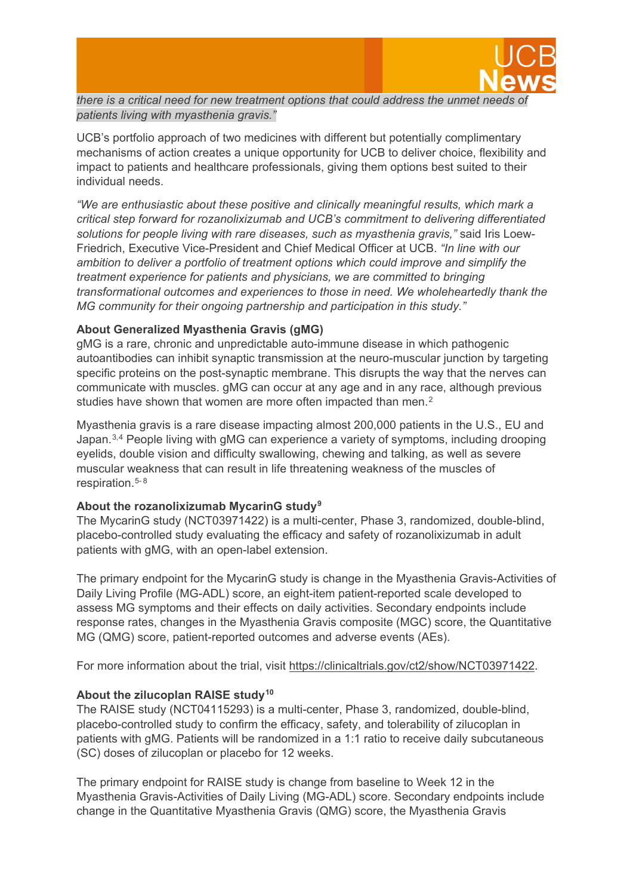*there is a critical need for new treatment options that could address the unmet needs of patients living with myasthenia gravis."*

UCB's portfolio approach of two medicines with different but potentially complimentary mechanisms of action creates a unique opportunity for UCB to deliver choice, flexibility and impact to patients and healthcare professionals, giving them options best suited to their individual needs.

*"We are enthusiastic about these positive and clinically meaningful results, which mark a critical step forward for rozanolixizumab and UCB's commitment to delivering differentiated solutions for people living with rare diseases, such as myasthenia gravis,"* said Iris Loew-Friedrich, Executive Vice-President and Chief Medical Officer at UCB. *"In line with our ambition to deliver a portfolio of treatment options which could improve and simplify the treatment experience for patients and physicians, we are committed to bringing transformational outcomes and experiences to those in need. We wholeheartedly thank the MG community for their ongoing partnership and participation in this study."*

**About Generalized Myasthenia Gravis (gMG)**

gMG is a rare, chronic and unpredictable auto-immune disease in which pathogenic autoantibodies can inhibit synaptic transmission at the neuro-muscular junction by targeting specific proteins on the post-synaptic membrane. This disrupts the way that the nerves can communicate with muscles. gMG can occur at any age and in any race, although previous studies have shown that women are more often impacted than men.[2]

Myasthenia gravis is a rare disease impacting almost 200,000 patients in the U.S., EU and Japan.[3,4] People living with gMG can experience a variety of symptoms, including drooping eyelids, double vision and difficulty swallowing, chewing and talking, as well as severe muscular weakness that can result in life threatening weakness of the muscles of respiration.[5-8]

**About the rozanolixizumab MycarinG study[9]**

The MycarinG study (NCT03971422) is a multi-center, Phase 3, randomized, double-blind, placebo-controlled study evaluating the efficacy and safety of rozanolixizumab in adult patients with gMG, with an open-label extension.

The primary endpoint for the MycarinG study is change in the Myasthenia Gravis-Activities of Daily Living Profile (MG-ADL) score, an eight-item patient-reported scale developed to assess MG symptoms and their effects on daily activities. Secondary endpoints include response rates, changes in the Myasthenia Gravis composite (MGC) score, the Quantitative MG (QMG) score, patient-reported outcomes and adverse events (AEs).

For more information about the trial, visit https://clinicaltrials.gov/ct2/show/NCT03971422.

**About the zilucoplan RAISE study[10]**

The RAISE study (NCT04115293) is a multi-center, Phase 3, randomized, double-blind, placebo-controlled study to confirm the efficacy, safety, and tolerability of zilucoplan in patients with gMG. Patients will be randomized in a 1:1 ratio to receive daily subcutaneous (SC) doses of zilucoplan or placebo for 12 weeks.

The primary endpoint for RAISE study is change from baseline to Week 12 in the Myasthenia Gravis-Activities of Daily Living (MG-ADL) score. Secondary endpoints include change in the Quantitative Myasthenia Gravis (QMG) score, the Myasthenia Gravis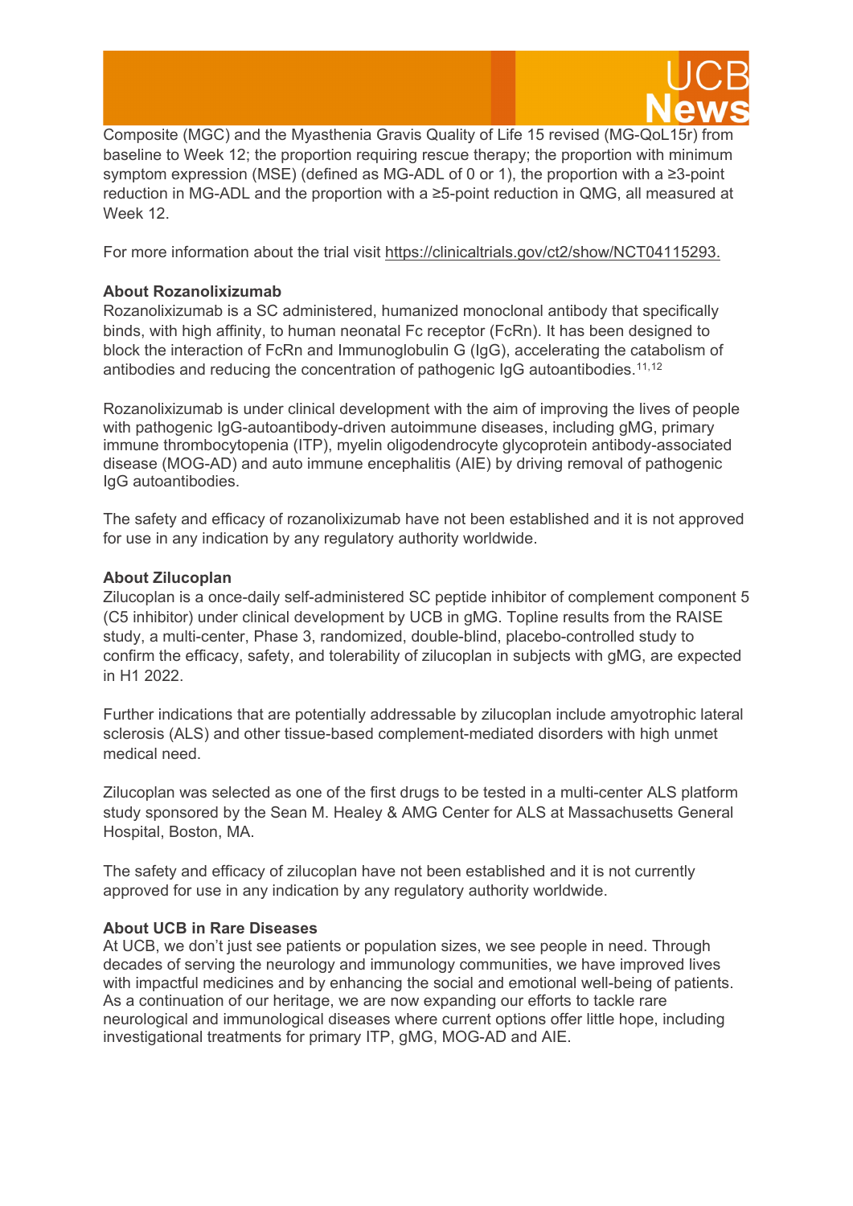Composite (MGC) and the Myasthenia Gravis Quality of Life 15 revised (MG-QoL15r) from baseline to Week 12; the proportion requiring rescue therapy; the proportion with minimum symptom expression (MSE) (defined as MG-ADL of 0 or 1), the proportion with a ≥3-point reduction in MG-ADL and the proportion with a ≥5-point reduction in QMG, all measured at Week 12.

For more information about the trial visit https://clinicaltrials.gov/ct2/show/NCT04115293.

**About Rozanolixizumab**
Rozanolixizumab is a SC administered, humanized monoclonal antibody that specifically binds, with high affinity, to human neonatal Fc receptor (FcRn). It has been designed to block the interaction of FcRn and Immunoglobulin G (IgG), accelerating the catabolism of antibodies and reducing the concentration of pathogenic IgG autoantibodies.[11,12]

Rozanolixizumab is under clinical development with the aim of improving the lives of people with pathogenic IgG-autoantibody-driven autoimmune diseases, including gMG, primary immune thrombocytopenia (ITP), myelin oligodendrocyte glycoprotein antibody-associated disease (MOG-AD) and auto immune encephalitis (AIE) by driving removal of pathogenic IgG autoantibodies.

The safety and efficacy of rozanolixizumab have not been established and it is not approved for use in any indication by any regulatory authority worldwide.

**About Zilucoplan**
Zilucoplan is a once-daily self-administered SC peptide inhibitor of complement component 5 (C5 inhibitor) under clinical development by UCB in gMG. Topline results from the RAISE study, a multi-center, Phase 3, randomized, double-blind, placebo-controlled study to confirm the efficacy, safety, and tolerability of zilucoplan in subjects with gMG, are expected in H1 2022.

Further indications that are potentially addressable by zilucoplan include amyotrophic lateral sclerosis (ALS) and other tissue-based complement-mediated disorders with high unmet medical need.

Zilucoplan was selected as one of the first drugs to be tested in a multi-center ALS platform study sponsored by the Sean M. Healey & AMG Center for ALS at Massachusetts General Hospital, Boston, MA.

The safety and efficacy of zilucoplan have not been established and it is not currently approved for use in any indication by any regulatory authority worldwide.

**About UCB in Rare Diseases**
At UCB, we don't just see patients or population sizes, we see people in need. Through decades of serving the neurology and immunology communities, we have improved lives with impactful medicines and by enhancing the social and emotional well-being of patients. As a continuation of our heritage, we are now expanding our efforts to tackle rare neurological and immunological diseases where current options offer little hope, including investigational treatments for primary ITP, gMG, MOG-AD and AIE.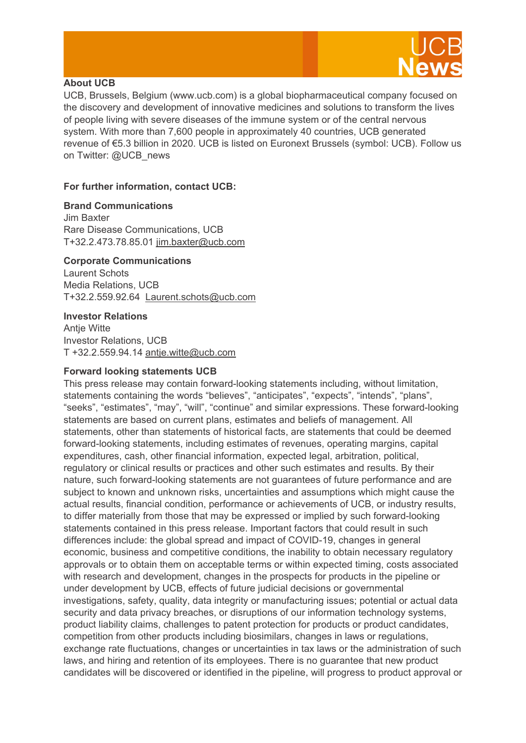**About UCB**

UCB, Brussels, Belgium (www.ucb.com) is a global biopharmaceutical company focused on the discovery and development of innovative medicines and solutions to transform the lives of people living with severe diseases of the immune system or of the central nervous system. With more than 7,600 people in approximately 40 countries, UCB generated revenue of €5.3 billion in 2020. UCB is listed on Euronext Brussels (symbol: UCB). Follow us on Twitter: @UCB_news

**For further information, contact UCB:**

**Brand Communications**
Jim Baxter
Rare Disease Communications, UCB
T+32.2.473.78.85.01 jim.baxter@ucb.com

**Corporate Communications**
Laurent Schots
Media Relations, UCB
T+32.2.559.92.64 Laurent.schots@ucb.com

**Investor Relations**
Antje Witte
Investor Relations, UCB
T +32.2.559.94.14 antje.witte@ucb.com

**Forward looking statements UCB**

This press release may contain forward-looking statements including, without limitation, statements containing the words "believes", "anticipates", "expects", "intends", "plans", "seeks", "estimates", "may", "will", "continue" and similar expressions. These forward-looking statements are based on current plans, estimates and beliefs of management. All statements, other than statements of historical facts, are statements that could be deemed forward-looking statements, including estimates of revenues, operating margins, capital expenditures, cash, other financial information, expected legal, arbitration, political, regulatory or clinical results or practices and other such estimates and results. By their nature, such forward-looking statements are not guarantees of future performance and are subject to known and unknown risks, uncertainties and assumptions which might cause the actual results, financial condition, performance or achievements of UCB, or industry results, to differ materially from those that may be expressed or implied by such forward-looking statements contained in this press release. Important factors that could result in such differences include: the global spread and impact of COVID-19, changes in general economic, business and competitive conditions, the inability to obtain necessary regulatory approvals or to obtain them on acceptable terms or within expected timing, costs associated with research and development, changes in the prospects for products in the pipeline or under development by UCB, effects of future judicial decisions or governmental investigations, safety, quality, data integrity or manufacturing issues; potential or actual data security and data privacy breaches, or disruptions of our information technology systems, product liability claims, challenges to patent protection for products or product candidates, competition from other products including biosimilars, changes in laws or regulations, exchange rate fluctuations, changes or uncertainties in tax laws or the administration of such laws, and hiring and retention of its employees. There is no guarantee that new product candidates will be discovered or identified in the pipeline, will progress to product approval or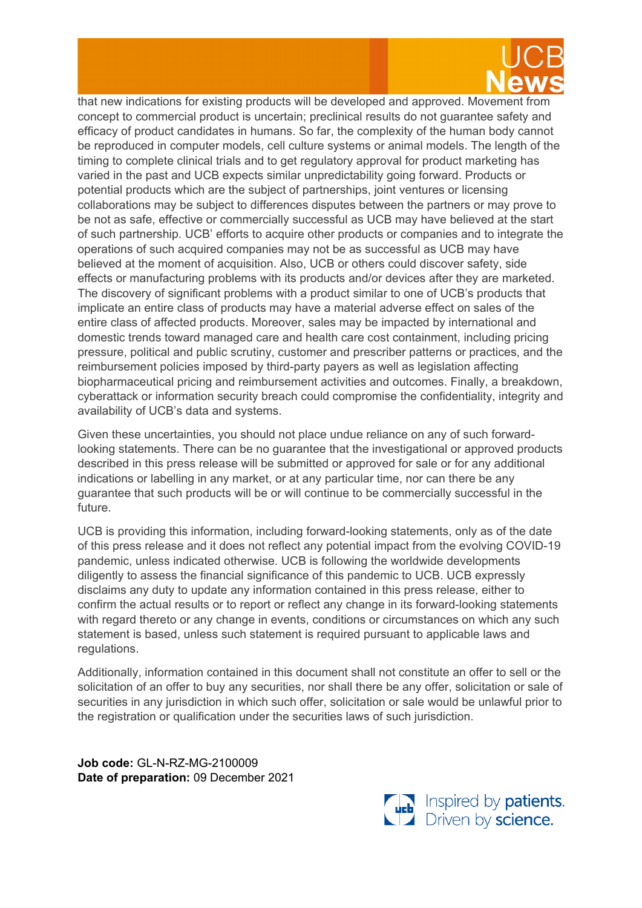that new indications for existing products will be developed and approved. Movement from concept to commercial product is uncertain; preclinical results do not guarantee safety and efficacy of product candidates in humans. So far, the complexity of the human body cannot be reproduced in computer models, cell culture systems or animal models. The length of the timing to complete clinical trials and to get regulatory approval for product marketing has varied in the past and UCB expects similar unpredictability going forward. Products or potential products which are the subject of partnerships, joint ventures or licensing collaborations may be subject to differences disputes between the partners or may prove to be not as safe, effective or commercially successful as UCB may have believed at the start of such partnership. UCB' efforts to acquire other products or companies and to integrate the operations of such acquired companies may not be as successful as UCB may have believed at the moment of acquisition. Also, UCB or others could discover safety, side effects or manufacturing problems with its products and/or devices after they are marketed. The discovery of significant problems with a product similar to one of UCB's products that implicate an entire class of products may have a material adverse effect on sales of the entire class of affected products. Moreover, sales may be impacted by international and domestic trends toward managed care and health care cost containment, including pricing pressure, political and public scrutiny, customer and prescriber patterns or practices, and the reimbursement policies imposed by third-party payers as well as legislation affecting biopharmaceutical pricing and reimbursement activities and outcomes. Finally, a breakdown, cyberattack or information security breach could compromise the confidentiality, integrity and availability of UCB's data and systems.

Given these uncertainties, you should not place undue reliance on any of such forward-looking statements. There can be no guarantee that the investigational or approved products described in this press release will be submitted or approved for sale or for any additional indications or labelling in any market, or at any particular time, nor can there be any guarantee that such products will be or will continue to be commercially successful in the future.

UCB is providing this information, including forward-looking statements, only as of the date of this press release and it does not reflect any potential impact from the evolving COVID-19 pandemic, unless indicated otherwise. UCB is following the worldwide developments diligently to assess the financial significance of this pandemic to UCB. UCB expressly disclaims any duty to update any information contained in this press release, either to confirm the actual results or to report or reflect any change in its forward-looking statements with regard thereto or any change in events, conditions or circumstances on which any such statement is based, unless such statement is required pursuant to applicable laws and regulations.

Additionally, information contained in this document shall not constitute an offer to sell or the solicitation of an offer to buy any securities, nor shall there be any offer, solicitation or sale of securities in any jurisdiction in which such offer, solicitation or sale would be unlawful prior to the registration or qualification under the securities laws of such jurisdiction.

**Job code:** GL-N-RZ-MG-2100009
**Date of preparation:** 09 December 2021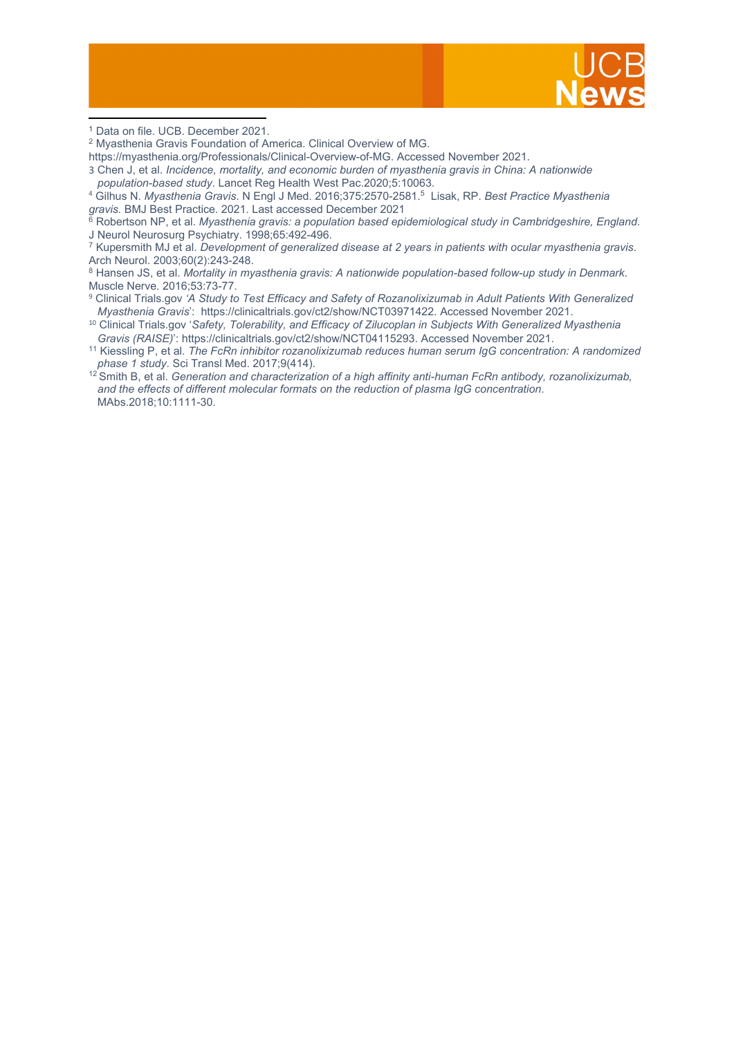[1] Data on file. UCB. December 2021.

[2] Myasthenia Gravis Foundation of America. Clinical Overview of MG. https://myasthenia.org/Professionals/Clinical-Overview-of-MG. Accessed November 2021.

3 Chen J, et al. *Incidence, mortality, and economic burden of myasthenia gravis in China: A nationwide population-based study*. Lancet Reg Health West Pac.2020;5:10063.

[4] Gilhus N. *Myasthenia Gravis*. N Engl J Med. 2016;375:2570-2581.[5] Lisak, RP. *Best Practice Myasthenia gravis.* BMJ Best Practice. 2021. Last accessed December 2021

[6] Robertson NP, et al. *Myasthenia gravis: a population based epidemiological study in Cambridgeshire, England.* J Neurol Neurosurg Psychiatry. 1998;65:492-496.

[7] Kupersmith MJ et al. *Development of generalized disease at 2 years in patients with ocular myasthenia gravis.* Arch Neurol. 2003;60(2):243-248.

[8] Hansen JS, et al. *Mortality in myasthenia gravis: A nationwide population-based follow-up study in Denmark*. Muscle Nerve. 2016;53:73-77.

[9] Clinical Trials.gov *'A Study to Test Efficacy and Safety of Rozanolixizumab in Adult Patients With Generalized Myasthenia Gravis*': https://clinicaltrials.gov/ct2/show/NCT03971422. Accessed November 2021.

[10] Clinical Trials.gov '*Safety, Tolerability, and Efficacy of Zilucoplan in Subjects With Generalized Myasthenia Gravis (RAISE)*': https://clinicaltrials.gov/ct2/show/NCT04115293. Accessed November 2021.

[11] Kiessling P, et al. *The FcRn inhibitor rozanolixizumab reduces human serum IgG concentration: A randomized phase 1 study*. Sci Transl Med. 2017;9(414).

[12] Smith B, et al. *Generation and characterization of a high affinity anti-human FcRn antibody, rozanolixizumab, and the effects of different molecular formats on the reduction of plasma IgG concentration*. MAbs.2018;10:1111-30.